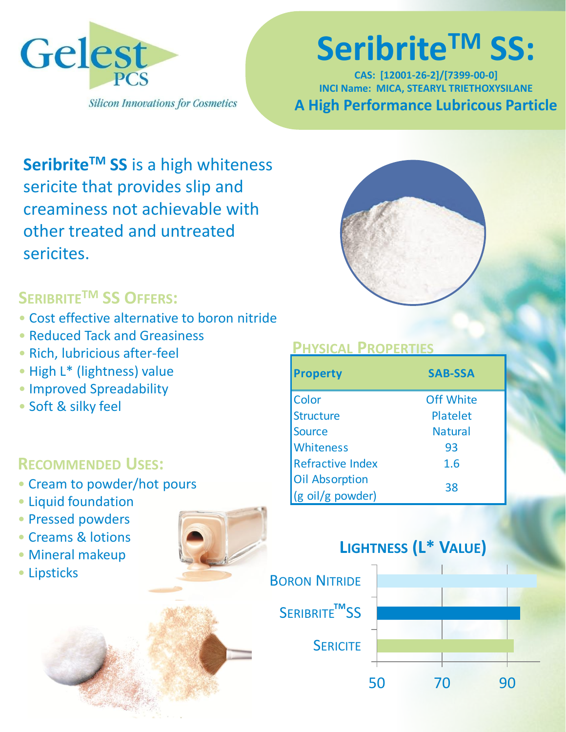Gelest PCS

*Silicon Innovations for Cosmetics*

# Seribrite™ SS:

**CAS: [12001-26-2]/[7399-00-0]**

**INCI Name: MICA, STEARYL TRIETHOXYSILANE**

**A High Performance Lubricous Particle**

**Seribrite™ SS** is a high whiteness sericite that provides slip and creaminess not achievable with other treated and untreated sericites.

## Seribrite™ SS Offers:

- Cost effective alternative to boron nitride
- Reduced Tack and Greasiness
- Rich, lubricious after-feel
- High L* (lightness) value
- Improved Spreadability
- Soft & silky feel

## Recommended Uses:

- Cream to powder/hot pours
- Liquid foundation
- Pressed powders
- Creams & lotions
- Mineral makeup
- Lipsticks

## Physical Properties

| Property | SAB-SSA |
|---|---|
| Color | Off White |
| Structure | Platelet |
| Source | Natural |
| Whiteness | 93 |
| Refractive Index | 1.6 |
| Oil Absorption (g oil/g powder) | 38 |

## Lightness (L* Value)

Boron Nitride

Seribrite™SS

Sericite

50 70 90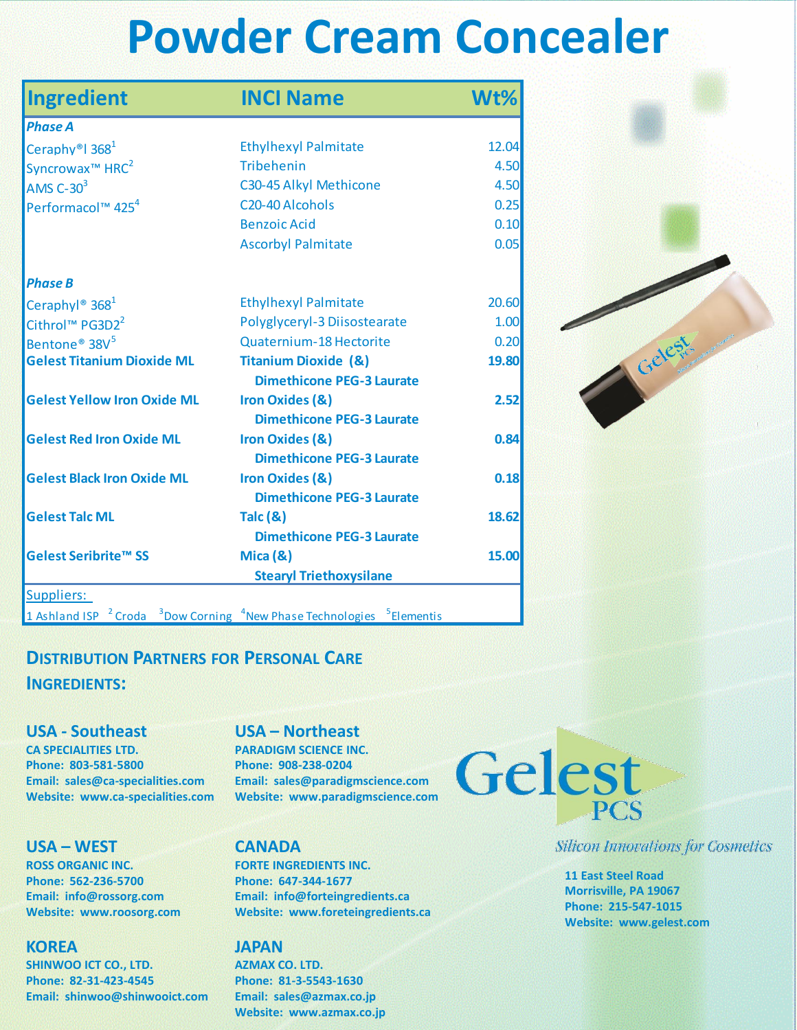# Powder Cream Concealer

| Ingredient | INCI Name | Wt% |
|---|---|---|
| ***Phase A*** | | |
| Ceraphy®l 368[1] | Ethylhexyl Palmitate | 12.04 |
| Syncrowax™ HRC[2] | Tribehenin | 4.50 |
| AMS C-30[3] | C30-45 Alkyl Methicone | 4.50 |
| Performacol™ 425[4] | C20-40 Alcohols | 0.25 |
| | Benzoic Acid | 0.10 |
| | Ascorbyl Palmitate | 0.05 |
| ***Phase B*** | | |
| Ceraphyl® 368[1] | Ethylhexyl Palmitate | 20.60 |
| Cithrol™ PG3D2[2] | Polyglyceryl-3 Diisostearate | 1.00 |
| Bentone® 38V[5] | Quaternium-18 Hectorite | 0.20 |
| **Gelest Titanium Dioxide ML** | **Titanium Dioxide (&) Dimethicone PEG-3 Laurate** | **19.80** |
| **Gelest Yellow Iron Oxide ML** | **Iron Oxides (&) Dimethicone PEG-3 Laurate** | **2.52** |
| **Gelest Red Iron Oxide ML** | **Iron Oxides (&) Dimethicone PEG-3 Laurate** | **0.84** |
| **Gelest Black Iron Oxide ML** | **Iron Oxides (&) Dimethicone PEG-3 Laurate** | **0.18** |
| **Gelest Talc ML** | **Talc (&) Dimethicone PEG-3 Laurate** | **18.62** |
| **Gelest Seribrite™ SS** | **Mica (&) Stearyl Triethoxysilane** | **15.00** |

Suppliers:

1 Ashland ISP [2] Croda [3] Dow Corning [4] New Phase Technologies [5] Elementis

## Distribution Partners for Personal Care Ingredients:

### USA - Southeast
**CA SPECIALITIES LTD.**
**Phone: 803-581-5800**
**Email: sales@ca-specialities.com**
**Website: www.ca-specialities.com**

### USA – Northeast
**PARADIGM SCIENCE INC.**
**Phone: 908-238-0204**
**Email: sales@paradigmscience.com**
**Website: www.paradigmscience.com**

### USA – WEST
**ROSS ORGANIC INC.**
**Phone: 562-236-5700**
**Email: info@rossorg.com**
**Website: www.roosorg.com**

### CANADA
**FORTE INGREDIENTS INC.**
**Phone: 647-344-1677**
**Email: info@forteingredients.ca**
**Website: www.foreteingredients.ca**

### KOREA
**SHINWOO ICT CO., LTD.**
**Phone: 82-31-423-4545**
**Email: shinwoo@shinwooict.com**

### JAPAN
**AZMAX CO. LTD.**
**Phone: 81-3-5543-1630**
**Email: sales@azmax.co.jp**
**Website: www.azmax.co.jp**

Gelest PCS

*Silicon Innovations for Cosmetics*

**11 East Steel Road**
**Morrisville, PA 19067**
**Phone: 215-547-1015**
**Website: www.gelest.com**